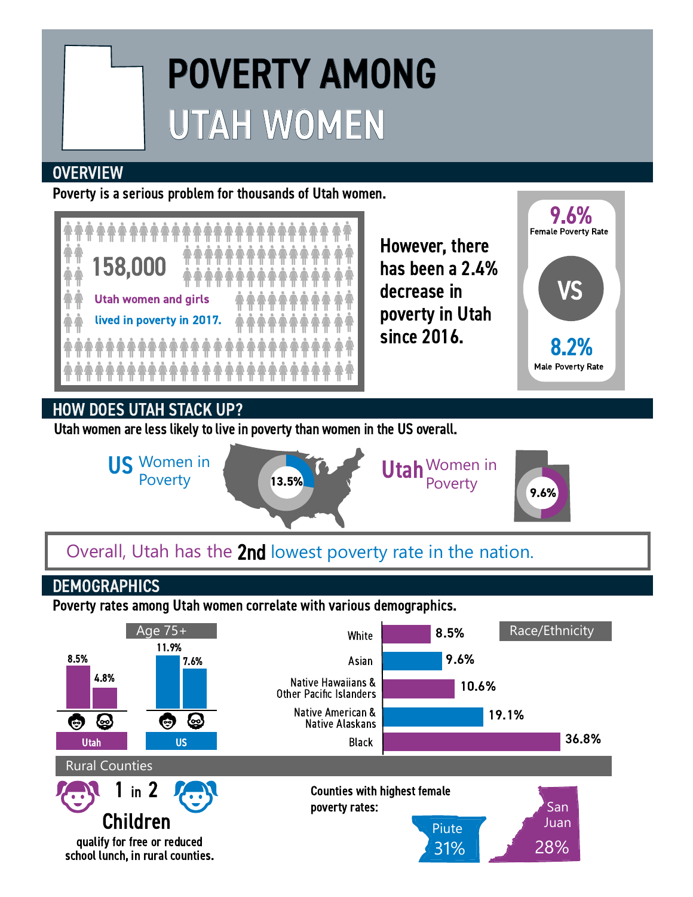# POVERTY AMONG UTAH WOMEN

## OVERVIEW

Poverty is a serious problem for thousands of Utah women.

**158,000**

Utah women and girls lived in poverty in 2017.

However, there has been a 2.4% decrease in poverty in Utah since 2016.

**9.6%** Female Poverty Rate

VS

**8.2%** Male Poverty Rate

## HOW DOES UTAH STACK UP?

Utah women are less likely to live in poverty than women in the US overall.

**US** Women in Poverty: 13.5%

**Utah** Women in Poverty: 9.6%

Overall, Utah has the **2nd** lowest poverty rate in the nation.

## DEMOGRAPHICS

Poverty rates among Utah women correlate with various demographics.

### Age 75+

| | Women | Men |
|---|---|---|
| Utah | 8.5% | 4.8% |
| US | 11.9% | 7.6% |

### Race/Ethnicity

| Race/Ethnicity | Poverty Rate |
|---|---|
| White | 8.5% |
| Asian | 9.6% |
| Native Hawaiians & Other Pacific Islanders | 10.6% |
| Native American & Native Alaskans | 19.1% |
| Black | 36.8% |

### Rural Counties

**1 in 2 Children** qualify for free or reduced school lunch, in rural counties.

Counties with highest female poverty rates:

- Piute 31%
- San Juan 28%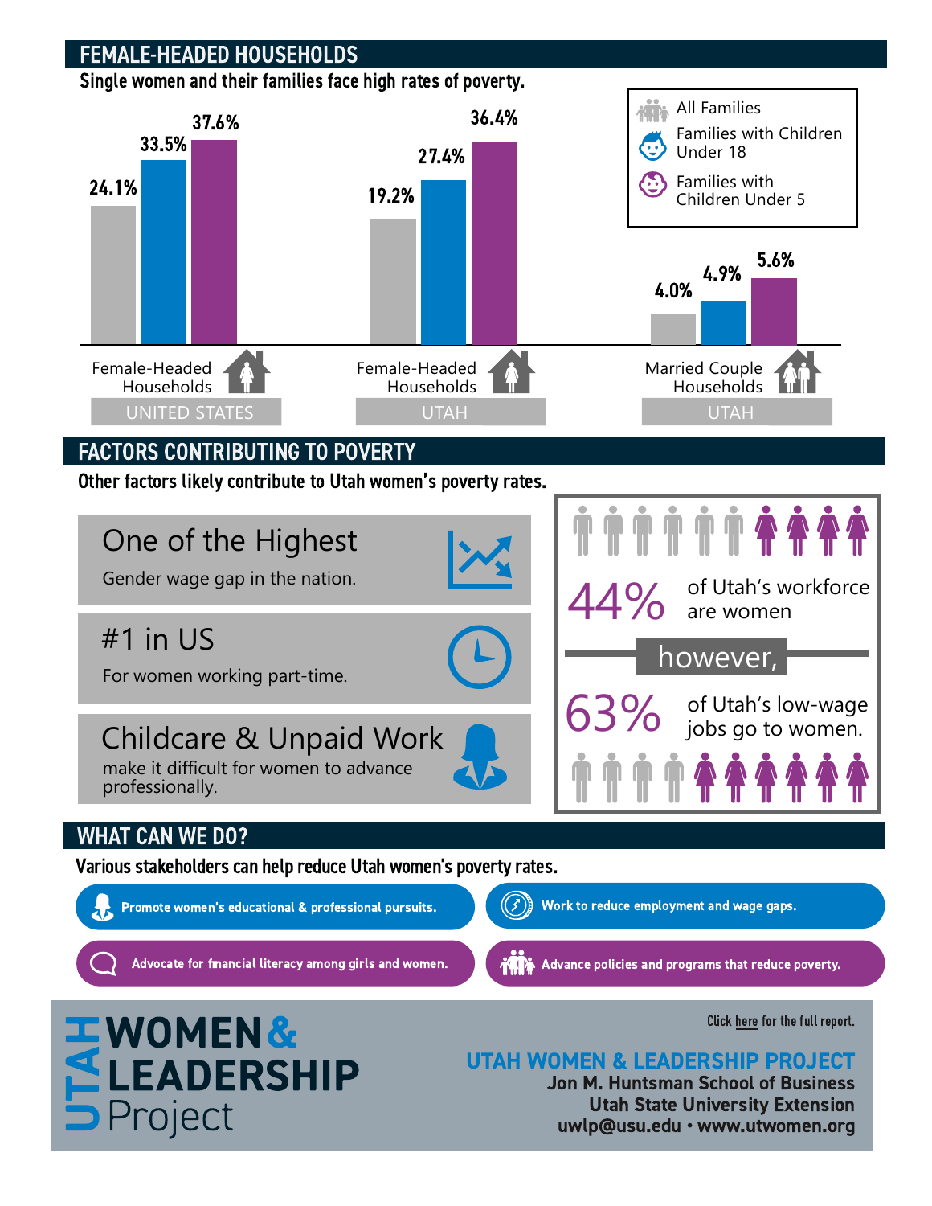## FEMALE-HEADED HOUSEHOLDS

**Single women and their families face high rates of poverty.**

All Families
Families with Children Under 18
Families with Children Under 5

24.1%
33.5%
37.6%
Female-Headed Households
UNITED STATES

19.2%
27.4%
36.4%
Female-Headed Households
UTAH

4.0%
4.9%
5.6%
Married Couple Households
UTAH

## FACTORS CONTRIBUTING TO POVERTY

**Other factors likely contribute to Utah women's poverty rates.**

**One of the Highest**
Gender wage gap in the nation.

**#1 in US**
For women working part-time.

**Childcare & Unpaid Work**
make it difficult for women to advance professionally.

44% of Utah's workforce are women

however,

63% of Utah's low-wage jobs go to women.

## WHAT CAN WE DO?

**Various stakeholders can help reduce Utah women's poverty rates.**

- Promote women's educational & professional pursuits.
- Work to reduce employment and wage gaps.
- Advocate for financial literacy among girls and women.
- Advance policies and programs that reduce poverty.

UTAH WOMEN & LEADERSHIP Project

Click here for the full report.

**UTAH WOMEN & LEADERSHIP PROJECT**
Jon M. Huntsman School of Business
Utah State University Extension
uwlp@usu.edu • www.utwomen.org